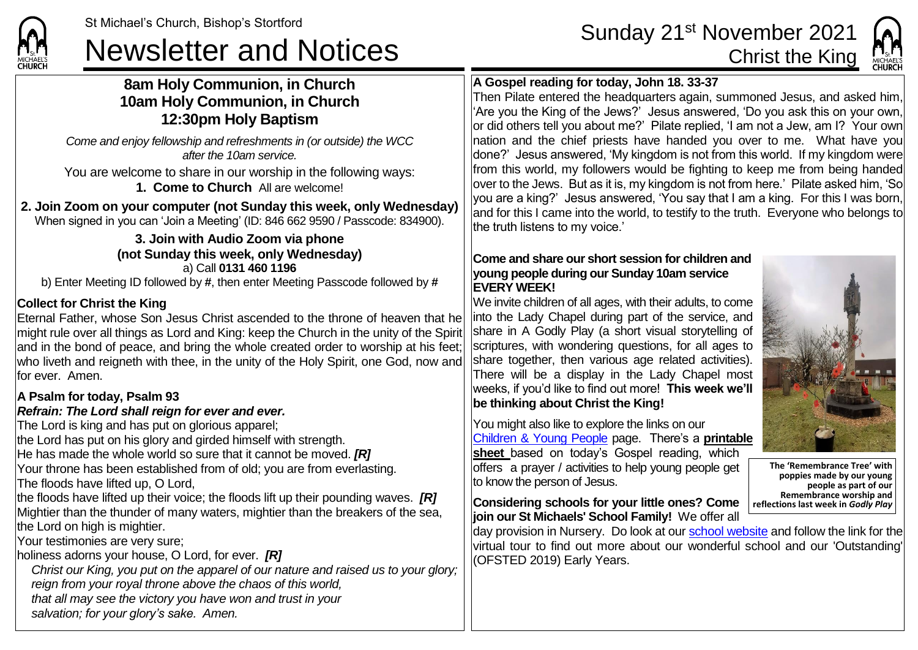St Michael's Church, Bishop's Stortford

# Newsletter and Notices

Sunday 21st November 2021
Christ the King

## 8am Holy Communion, in Church
## 10am Holy Communion, in Church
## 12:30pm Holy Baptism

*Come and enjoy fellowship and refreshments in (or outside) the WCC after the 10am service.*

You are welcome to share in our worship in the following ways:

**1. Come to Church** All are welcome!

**2. Join Zoom on your computer (not Sunday this week, only Wednesday)**
When signed in you can 'Join a Meeting' (ID: 846 662 9590 / Passcode: 834900).

**3. Join with Audio Zoom via phone (not Sunday this week, only Wednesday)**
a) Call **0131 460 1196**
b) Enter Meeting ID followed by **#**, then enter Meeting Passcode followed by **#**

**Collect for Christ the King**

Eternal Father, whose Son Jesus Christ ascended to the throne of heaven that he might rule over all things as Lord and King: keep the Church in the unity of the Spirit and in the bond of peace, and bring the whole created order to worship at his feet; who liveth and reigneth with thee, in the unity of the Holy Spirit, one God, now and for ever. Amen.

**A Psalm for today, Psalm 93**
***Refrain: The Lord shall reign for ever and ever.***

The Lord is king and has put on glorious apparel;
the Lord has put on his glory and girded himself with strength.
He has made the whole world so sure that it cannot be moved. ***[R]***
Your throne has been established from of old; you are from everlasting.
The floods have lifted up, O Lord,
the floods have lifted up their voice; the floods lift up their pounding waves. ***[R]***
Mightier than the thunder of many waters, mightier than the breakers of the sea,
the Lord on high is mightier.
Your testimonies are very sure;
holiness adorns your house, O Lord, for ever. ***[R]***

*Christ our King, you put on the apparel of our nature and raised us to your glory; reign from your royal throne above the chaos of this world, that all may see the victory you have won and trust in your salvation; for your glory's sake. Amen.*

**A Gospel reading for today, John 18. 33-37**

Then Pilate entered the headquarters again, summoned Jesus, and asked him, 'Are you the King of the Jews?' Jesus answered, 'Do you ask this on your own, or did others tell you about me?' Pilate replied, 'I am not a Jew, am I? Your own nation and the chief priests have handed you over to me. What have you done?' Jesus answered, 'My kingdom is not from this world. If my kingdom were from this world, my followers would be fighting to keep me from being handed over to the Jews. But as it is, my kingdom is not from here.' Pilate asked him, 'So you are a king?' Jesus answered, 'You say that I am a king. For this I was born, and for this I came into the world, to testify to the truth. Everyone who belongs to the truth listens to my voice.'

**Come and share our short session for children and young people during our Sunday 10am service EVERY WEEK!**

We invite children of all ages, with their adults, to come into the Lady Chapel during part of the service, and share in A Godly Play (a short visual storytelling of scriptures, with wondering questions, for all ages to share together, then various age related activities). There will be a display in the Lady Chapel most weeks, if you'd like to find out more! **This week we'll be thinking about Christ the King!**

You might also like to explore the links on our Children & Young People page. There's a **printable sheet** based on today's Gospel reading, which offers a prayer / activities to help young people get to know the person of Jesus.

**The 'Remembrance Tree' with poppies made by our young people as part of our Remembrance worship and reflections last week in *Godly Play***

**Considering schools for your little ones? Come join our St Michaels' School Family!** We offer all day provision in Nursery. Do look at our school website and follow the link for the virtual tour to find out more about our wonderful school and our 'Outstanding' (OFSTED 2019) Early Years.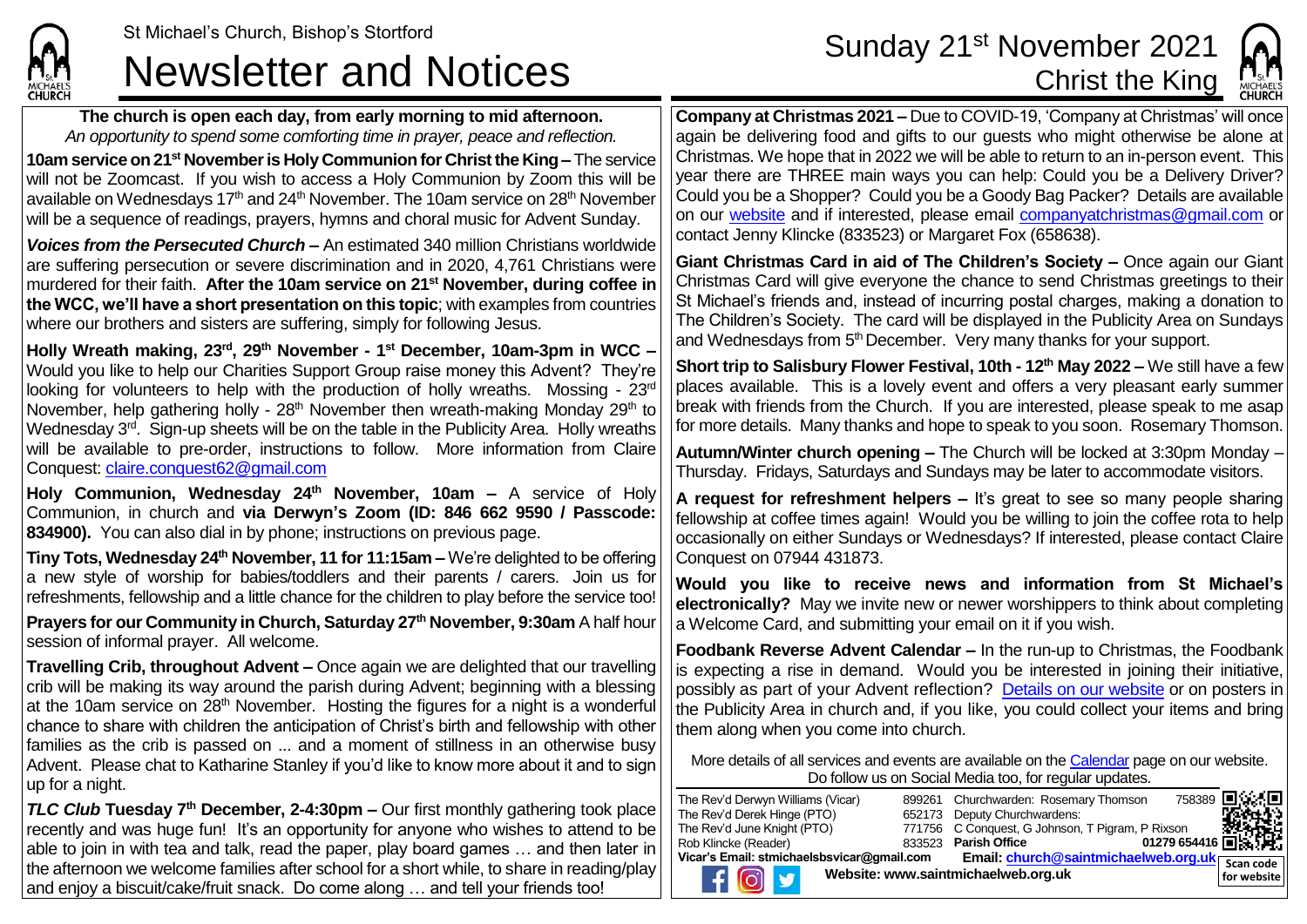St Michael's Church, Bishop's Stortford

# Newsletter and Notices

## Sunday 21st November 2021
## Christ the King

**The church is open each day, from early morning to mid afternoon.**
*An opportunity to spend some comforting time in prayer, peace and reflection.*

**10am service on 21st November is Holy Communion for Christ the King –** The service will not be Zoomcast. If you wish to access a Holy Communion by Zoom this will be available on Wednesdays 17th and 24th November. The 10am service on 28th November will be a sequence of readings, prayers, hymns and choral music for Advent Sunday.

***Voices from the Persecuted Church* –** An estimated 340 million Christians worldwide are suffering persecution or severe discrimination and in 2020, 4,761 Christians were murdered for their faith. **After the 10am service on 21st November, during coffee in the WCC, we'll have a short presentation on this topic**; with examples from countries where our brothers and sisters are suffering, simply for following Jesus.

**Holly Wreath making, 23rd, 29th November - 1st December, 10am-3pm in WCC –** Would you like to help our Charities Support Group raise money this Advent? They're looking for volunteers to help with the production of holly wreaths. Mossing - 23rd November, help gathering holly - 28th November then wreath-making Monday 29th to Wednesday 3rd. Sign-up sheets will be on the table in the Publicity Area. Holly wreaths will be available to pre-order, instructions to follow. More information from Claire Conquest: claire.conquest62@gmail.com

**Holy Communion, Wednesday 24th November, 10am –** A service of Holy Communion, in church and **via Derwyn's Zoom (ID: 846 662 9590 / Passcode: 834900).** You can also dial in by phone; instructions on previous page.

**Tiny Tots, Wednesday 24th November, 11 for 11:15am –** We're delighted to be offering a new style of worship for babies/toddlers and their parents / carers. Join us for refreshments, fellowship and a little chance for the children to play before the service too!

**Prayers for our Community in Church, Saturday 27th November, 9:30am** A half hour session of informal prayer. All welcome.

**Travelling Crib, throughout Advent –** Once again we are delighted that our travelling crib will be making its way around the parish during Advent; beginning with a blessing at the 10am service on 28th November. Hosting the figures for a night is a wonderful chance to share with children the anticipation of Christ's birth and fellowship with other families as the crib is passed on ... and a moment of stillness in an otherwise busy Advent. Please chat to Katharine Stanley if you'd like to know more about it and to sign up for a night.

***TLC Club* Tuesday 7th December, 2-4:30pm –** Our first monthly gathering took place recently and was huge fun! It's an opportunity for anyone who wishes to attend to be able to join in with tea and talk, read the paper, play board games … and then later in the afternoon we welcome families after school for a short while, to share in reading/play and enjoy a biscuit/cake/fruit snack. Do come along … and tell your friends too!

**Company at Christmas 2021 –** Due to COVID-19, 'Company at Christmas' will once again be delivering food and gifts to our guests who might otherwise be alone at Christmas. We hope that in 2022 we will be able to return to an in-person event. This year there are THREE main ways you can help: Could you be a Delivery Driver? Could you be a Shopper? Could you be a Goody Bag Packer? Details are available on our website and if interested, please email companyatchristmas@gmail.com or contact Jenny Klincke (833523) or Margaret Fox (658638).

**Giant Christmas Card in aid of The Children's Society –** Once again our Giant Christmas Card will give everyone the chance to send Christmas greetings to their St Michael's friends and, instead of incurring postal charges, making a donation to The Children's Society. The card will be displayed in the Publicity Area on Sundays and Wednesdays from 5th December. Very many thanks for your support.

**Short trip to Salisbury Flower Festival, 10th - 12th May 2022 –** We still have a few places available. This is a lovely event and offers a very pleasant early summer break with friends from the Church. If you are interested, please speak to me asap for more details. Many thanks and hope to speak to you soon. Rosemary Thomson.

**Autumn/Winter church opening –** The Church will be locked at 3:30pm Monday – Thursday. Fridays, Saturdays and Sundays may be later to accommodate visitors.

**A request for refreshment helpers –** It's great to see so many people sharing fellowship at coffee times again! Would you be willing to join the coffee rota to help occasionally on either Sundays or Wednesdays? If interested, please contact Claire Conquest on 07944 431873.

**Would you like to receive news and information from St Michael's electronically?** May we invite new or newer worshippers to think about completing a Welcome Card, and submitting your email on it if you wish.

**Foodbank Reverse Advent Calendar –** In the run-up to Christmas, the Foodbank is expecting a rise in demand. Would you be interested in joining their initiative, possibly as part of your Advent reflection? Details on our website or on posters in the Publicity Area in church and, if you like, you could collect your items and bring them along when you come into church.

More details of all services and events are available on the Calendar page on our website. Do follow us on Social Media too, for regular updates.

| | | | |
|---|---|---|---|
| The Rev'd Derwyn Williams (Vicar) | 899261 | Churchwarden: Rosemary Thomson | 758389 |
| The Rev'd Derek Hinge (PTO) | 652173 | Deputy Churchwardens: | |
| The Rev'd June Knight (PTO) | 771756 | C Conquest, G Johnson, T Pigram, P Rixson | |
| Rob Klincke (Reader) | 833523 | **Parish Office** | **01279 654416** |

**Vicar's Email: stmichaelsbsvicar@gmail.com** **Email: church@saintmichaelweb.org.uk**

**Website: www.saintmichaelweb.org.uk**

Scan code for website